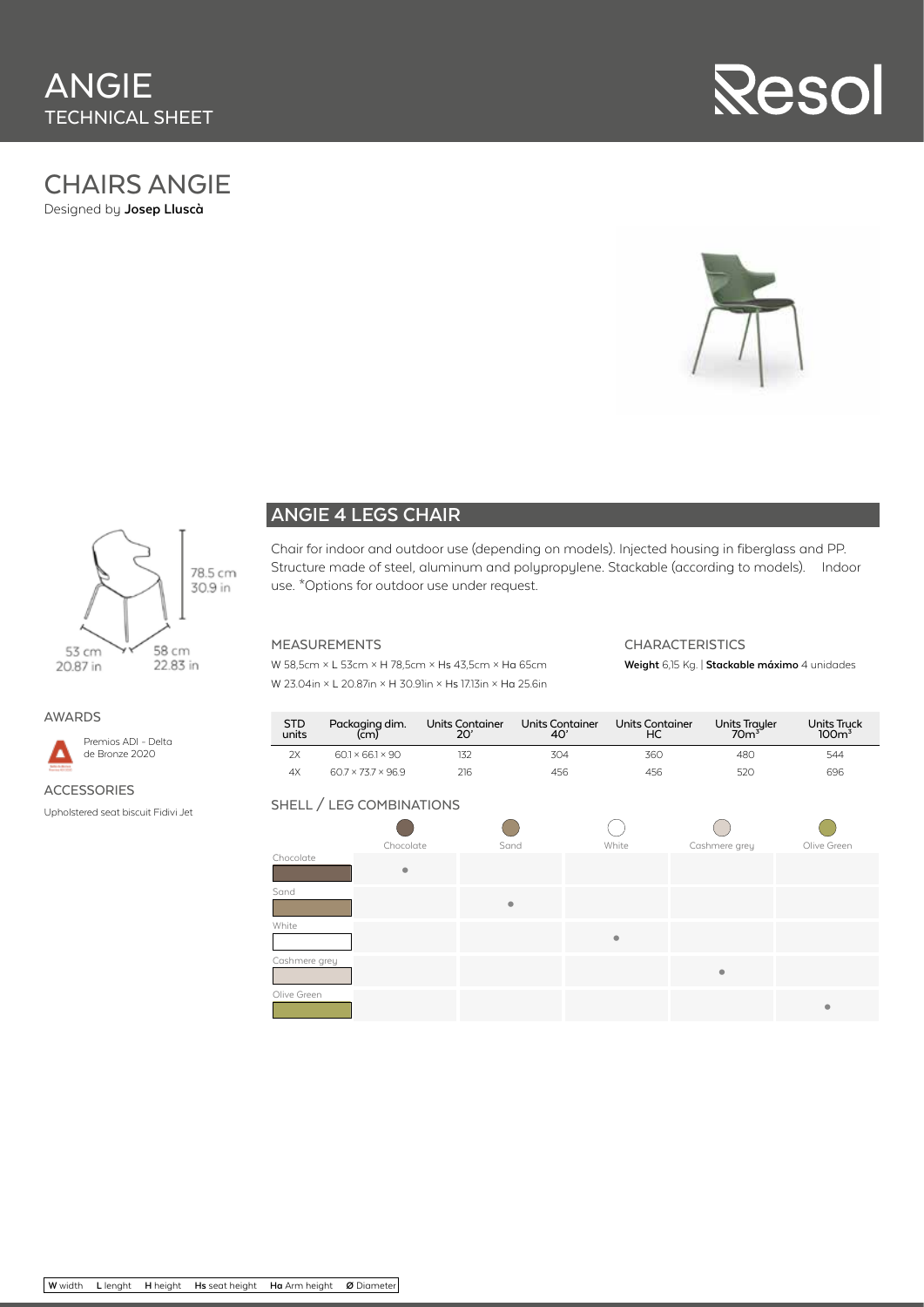# ANGIE
TECHNICAL SHEET

Resol

## CHAIRS ANGIE

Designed by **Josep Lluscà**

78.5 cm
30.9 in

53 cm
20.87 in

58 cm
22.83 in

### AWARDS

Premios ADI - Delta de Bronze 2020

### ACCESSORIES

Upholstered seat biscuit Fidivi Jet

## ANGIE 4 LEGS CHAIR

Chair for indoor and outdoor use (depending on models). Injected housing in fiberglass and PP. Structure made of steel, aluminum and polypropylene. Stackable (according to models). Indoor use. *Options for outdoor use under request.

### MEASUREMENTS

W 58,5cm × L 53cm × H 78,5cm × **Hs** 43,5cm × **Ha** 65cm

W 23.04in × L 20.87in × H 30.91in × **Hs** 17.13in × **Ha** 25.6in

### CHARACTERISTICS

**Weight** 6,15 Kg. | **Stackable máximo** 4 unidades

| STD units | Packaging dim. (cm) | Units Container 20' | Units Container 40' | Units Container HC | Units Trayler 70m³ | Units Truck 100m³ |
|---|---|---|---|---|---|---|
| 2X | 60.1 × 66.1 × 90 | 132 | 304 | 360 | 480 | 544 |
| 4X | 60.7 × 73.7 × 96.9 | 216 | 456 | 456 | 520 | 696 |

### SHELL / LEG COMBINATIONS

| | Chocolate | Sand | White | Cashmere grey | Olive Green |
|---|---|---|---|---|---|
| Chocolate | ● | | | | |
| Sand | | ● | | | |
| White | | | ● | | |
| Cashmere grey | | | | ● | |
| Olive Green | | | | | ● |

**W** width **L** lenght **H** height **Hs** seat height **Ha** Arm height **Ø** Diameter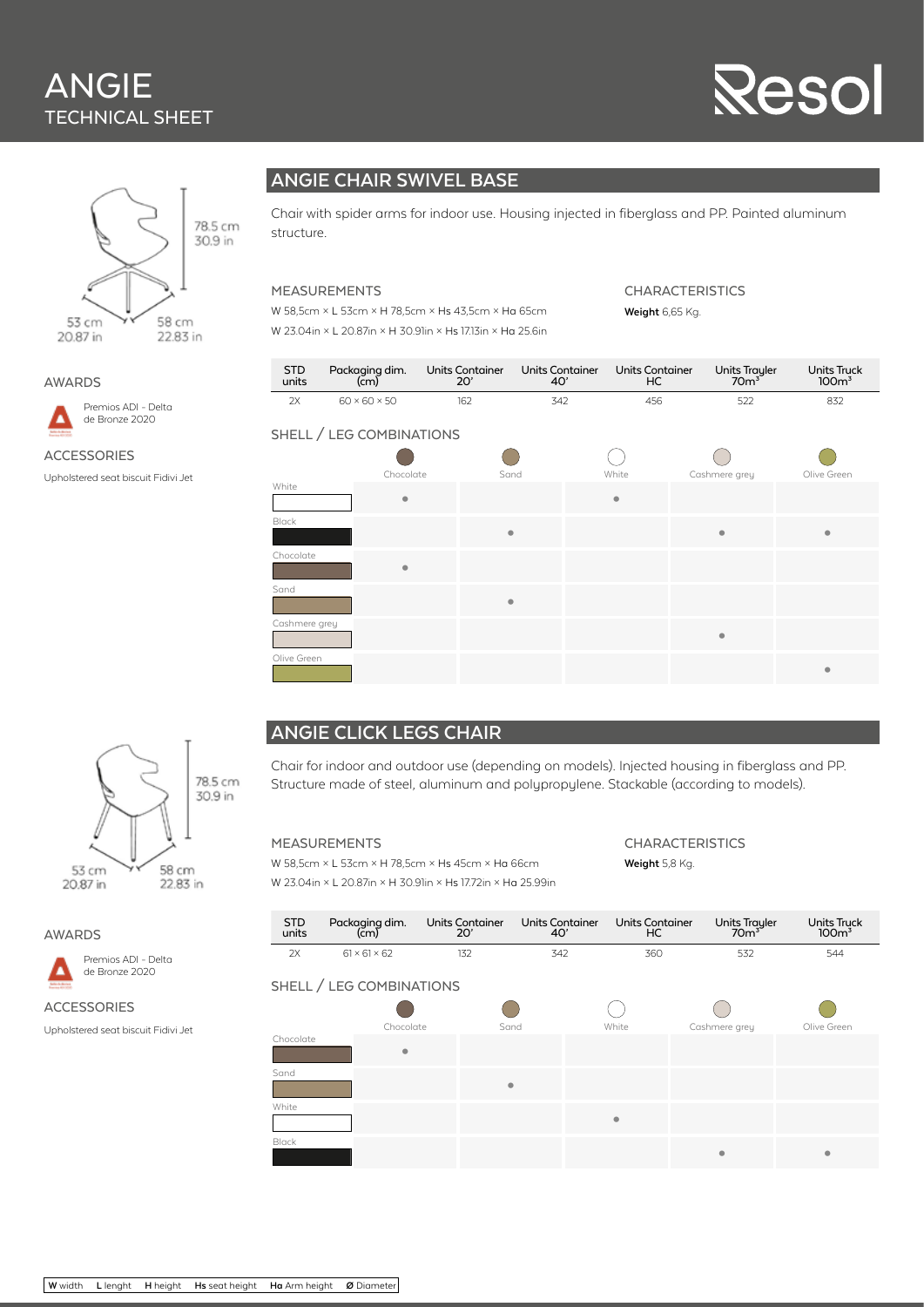# ANGIE
## TECHNICAL SHEET

Resol

78.5 cm
30.9 in

53 cm
20.87 in

58 cm
22.83 in

AWARDS

Premios ADI - Delta de Bronze 2020

ACCESSORIES

Upholstered seat biscuit Fidivi Jet

## ANGIE CHAIR SWIVEL BASE

Chair with spider arms for indoor use. Housing injected in fiberglass and PP. Painted aluminum structure.

MEASUREMENTS

W 58,5cm × L 53cm × H 78,5cm × Hs 43,5cm × Ha 65cm

W 23.04in × L 20.87in × H 30.91in × Hs 17.13in × Ha 25.6in

CHARACTERISTICS

**Weight** 6,65 Kg.

| STD units | Packaging dim. (cm) | Units Container 20' | Units Container 40' | Units Container HC | Units Trayler 70m³ | Units Truck 100m³ |
|---|---|---|---|---|---|---|
| 2X | 60 × 60 × 50 | 162 | 342 | 456 | 522 | 832 |

SHELL / LEG COMBINATIONS

| | Chocolate | Sand | White | Cashmere grey | Olive Green |
|---|---|---|---|---|---|
| White | ● | | ● | | |
| Black | | ● | | ● | ● |
| Chocolate | ● | | | | |
| Sand | | ● | | | |
| Cashmere grey | | | | ● | |
| Olive Green | | | | | ● |

78.5 cm
30.9 in

53 cm
20.87 in

58 cm
22.83 in

AWARDS

Premios ADI - Delta de Bronze 2020

ACCESSORIES

Upholstered seat biscuit Fidivi Jet

## ANGIE CLICK LEGS CHAIR

Chair for indoor and outdoor use (depending on models). Injected housing in fiberglass and PP. Structure made of steel, aluminum and polypropylene. Stackable (according to models).

MEASUREMENTS

W 58,5cm × L 53cm × H 78,5cm × Hs 45cm × Ha 66cm

W 23.04in × L 20.87in × H 30.91in × Hs 17.72in × Ha 25.99in

CHARACTERISTICS

**Weight** 5,8 Kg.

| STD units | Packaging dim. (cm) | Units Container 20' | Units Container 40' | Units Container HC | Units Trayler 70m³ | Units Truck 100m³ |
|---|---|---|---|---|---|---|
| 2X | 61 × 61 × 62 | 132 | 342 | 360 | 532 | 544 |

SHELL / LEG COMBINATIONS

| | Chocolate | Sand | White | Cashmere grey | Olive Green |
|---|---|---|---|---|---|
| Chocolate | ● | | | | |
| Sand | | ● | | | |
| White | | | ● | | |
| Black | | | | ● | ● |

**W** width **L** lenght **H** height **Hs** seat height **Ha** Arm height **Ø** Diameter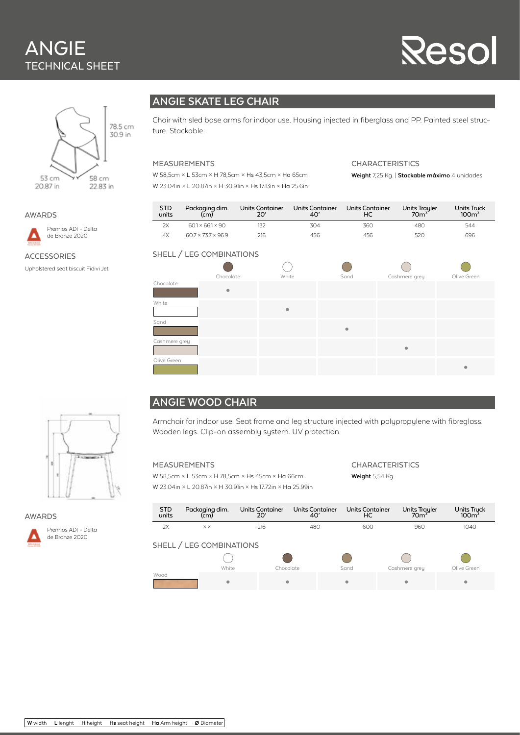# ANGIE
## TECHNICAL SHEET

Resol

78.5 cm
30.9 in

53 cm
20.87 in

58 cm
22.83 in

### AWARDS

Premios ADI - Delta de Bronze 2020

### ACCESSORIES

Upholstered seat biscuit Fidivi Jet

## ANGIE SKATE LEG CHAIR

Chair with sled base arms for indoor use. Housing injected in fiberglass and PP. Painted steel structure. Stackable.

### MEASUREMENTS

W 58,5cm × L 53cm × H 78,5cm × Hs 43,5cm × Ha 65cm
W 23.04in × L 20.87in × H 30.91in × Hs 17.13in × Ha 25.6in

### CHARACTERISTICS

**Weight** 7,25 Kg. | **Stackable máximo** 4 unidades

| STD units | Packaging dim. (cm) | Units Container 20' | Units Container 40' | Units Container HC | Units Trayler 70m³ | Units Truck 100m³ |
|---|---|---|---|---|---|---|
| 2X | 60.1 × 66.1 × 90 | 132 | 304 | 360 | 480 | 544 |
| 4X | 60.7 × 73.7 × 96.9 | 216 | 456 | 456 | 520 | 696 |

### SHELL / LEG COMBINATIONS

| | Chocolate | White | Sand | Cashmere grey | Olive Green |
|---|---|---|---|---|---|
| Chocolate | ● | | | | |
| White | | ● | | | |
| Sand | | | ● | | |
| Cashmere grey | | | | ● | |
| Olive Green | | | | | ● |

## ANGIE WOOD CHAIR

Armchair for indoor use. Seat frame and leg structure injected with polypropylene with fibreglass. Wooden legs. Clip-on assembly system. UV protection.

### MEASUREMENTS

W 58,5cm × L 53cm × H 78,5cm × Hs 45cm × Ha 66cm
W 23.04in × L 20.87in × H 30.91in × Hs 17.72in × Ha 25.99in

### CHARACTERISTICS

**Weight** 5,54 Kg.

### AWARDS

Premios ADI - Delta de Bronze 2020

| STD units | Packaging dim. (cm) | Units Container 20' | Units Container 40' | Units Container HC | Units Trayler 70m³ | Units Truck 100m³ |
|---|---|---|---|---|---|---|
| 2X | × × | 216 | 480 | 600 | 960 | 1040 |

### SHELL / LEG COMBINATIONS

| | White | Chocolate | Sand | Cashmere grey | Olive Green |
|---|---|---|---|---|---|
| Wood | ● | ● | ● | ● | ● |

**W** width **L** lenght **H** height **Hs** seat height **Ha** Arm height **Ø** Diameter